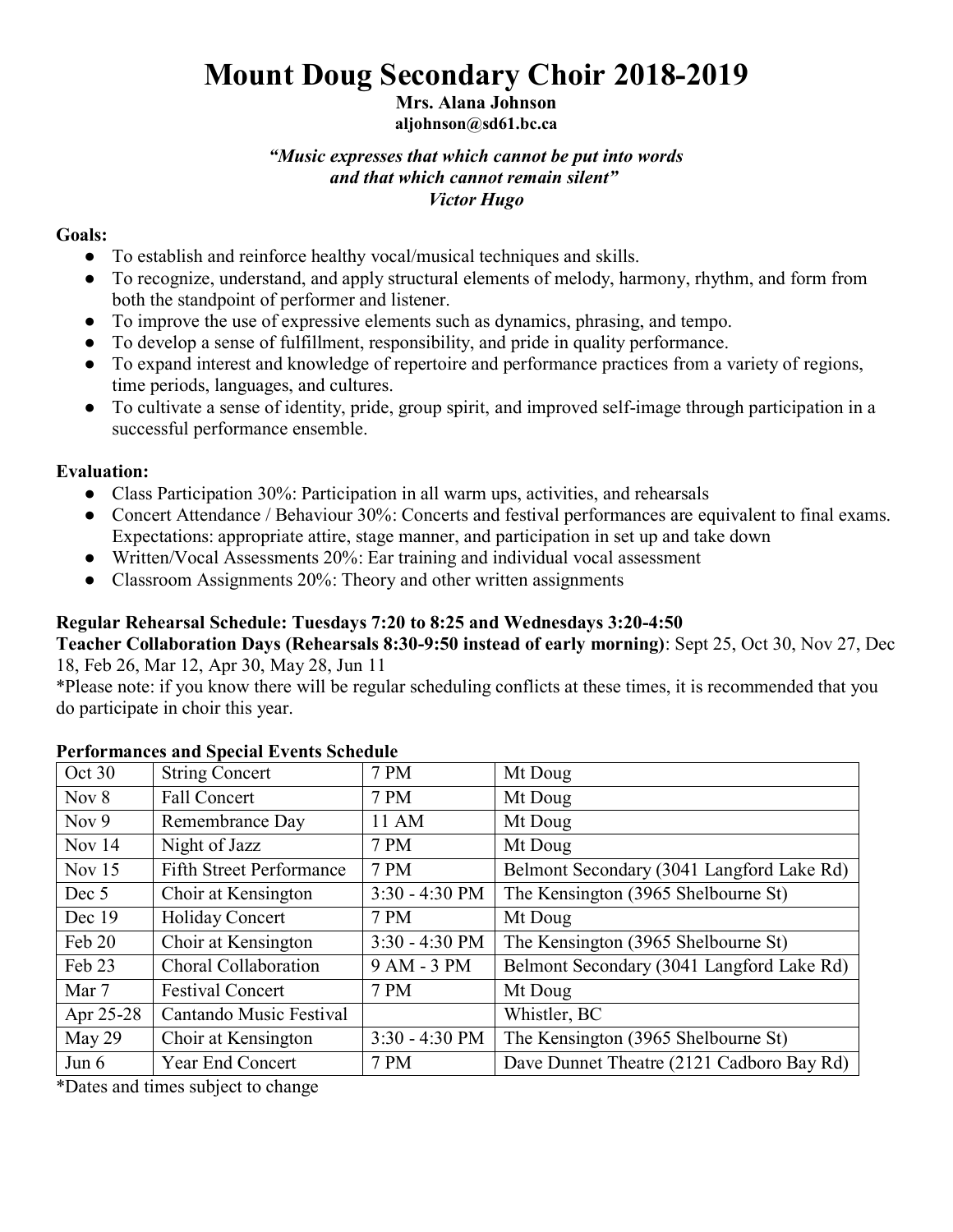# Mount Doug Secondary Choir 2018-2019

**Mrs. Alana Johnson**
**aljohnson@sd61.bc.ca**

***"Music expresses that which cannot be put into words and that which cannot remain silent"***
***Victor Hugo***

**Goals:**

- To establish and reinforce healthy vocal/musical techniques and skills.
- To recognize, understand, and apply structural elements of melody, harmony, rhythm, and form from both the standpoint of performer and listener.
- To improve the use of expressive elements such as dynamics, phrasing, and tempo.
- To develop a sense of fulfillment, responsibility, and pride in quality performance.
- To expand interest and knowledge of repertoire and performance practices from a variety of regions, time periods, languages, and cultures.
- To cultivate a sense of identity, pride, group spirit, and improved self-image through participation in a successful performance ensemble.

**Evaluation:**

- Class Participation 30%: Participation in all warm ups, activities, and rehearsals
- Concert Attendance / Behaviour 30%: Concerts and festival performances are equivalent to final exams. Expectations: appropriate attire, stage manner, and participation in set up and take down
- Written/Vocal Assessments 20%: Ear training and individual vocal assessment
- Classroom Assignments 20%: Theory and other written assignments

**Regular Rehearsal Schedule: Tuesdays 7:20 to 8:25 and Wednesdays 3:20-4:50**
**Teacher Collaboration Days (Rehearsals 8:30-9:50 instead of early morning)**: Sept 25, Oct 30, Nov 27, Dec 18, Feb 26, Mar 12, Apr 30, May 28, Jun 11
*Please note: if you know there will be regular scheduling conflicts at these times, it is recommended that you do participate in choir this year.

**Performances and Special Events Schedule**

| Date | Event | Time | Location |
|---|---|---|---|
| Oct 30 | String Concert | 7 PM | Mt Doug |
| Nov 8 | Fall Concert | 7 PM | Mt Doug |
| Nov 9 | Remembrance Day | 11 AM | Mt Doug |
| Nov 14 | Night of Jazz | 7 PM | Mt Doug |
| Nov 15 | Fifth Street Performance | 7 PM | Belmont Secondary (3041 Langford Lake Rd) |
| Dec 5 | Choir at Kensington | 3:30 - 4:30 PM | The Kensington (3965 Shelbourne St) |
| Dec 19 | Holiday Concert | 7 PM | Mt Doug |
| Feb 20 | Choir at Kensington | 3:30 - 4:30 PM | The Kensington (3965 Shelbourne St) |
| Feb 23 | Choral Collaboration | 9 AM - 3 PM | Belmont Secondary (3041 Langford Lake Rd) |
| Mar 7 | Festival Concert | 7 PM | Mt Doug |
| Apr 25-28 | Cantando Music Festival | | Whistler, BC |
| May 29 | Choir at Kensington | 3:30 - 4:30 PM | The Kensington (3965 Shelbourne St) |
| Jun 6 | Year End Concert | 7 PM | Dave Dunnet Theatre (2121 Cadboro Bay Rd) |

*Dates and times subject to change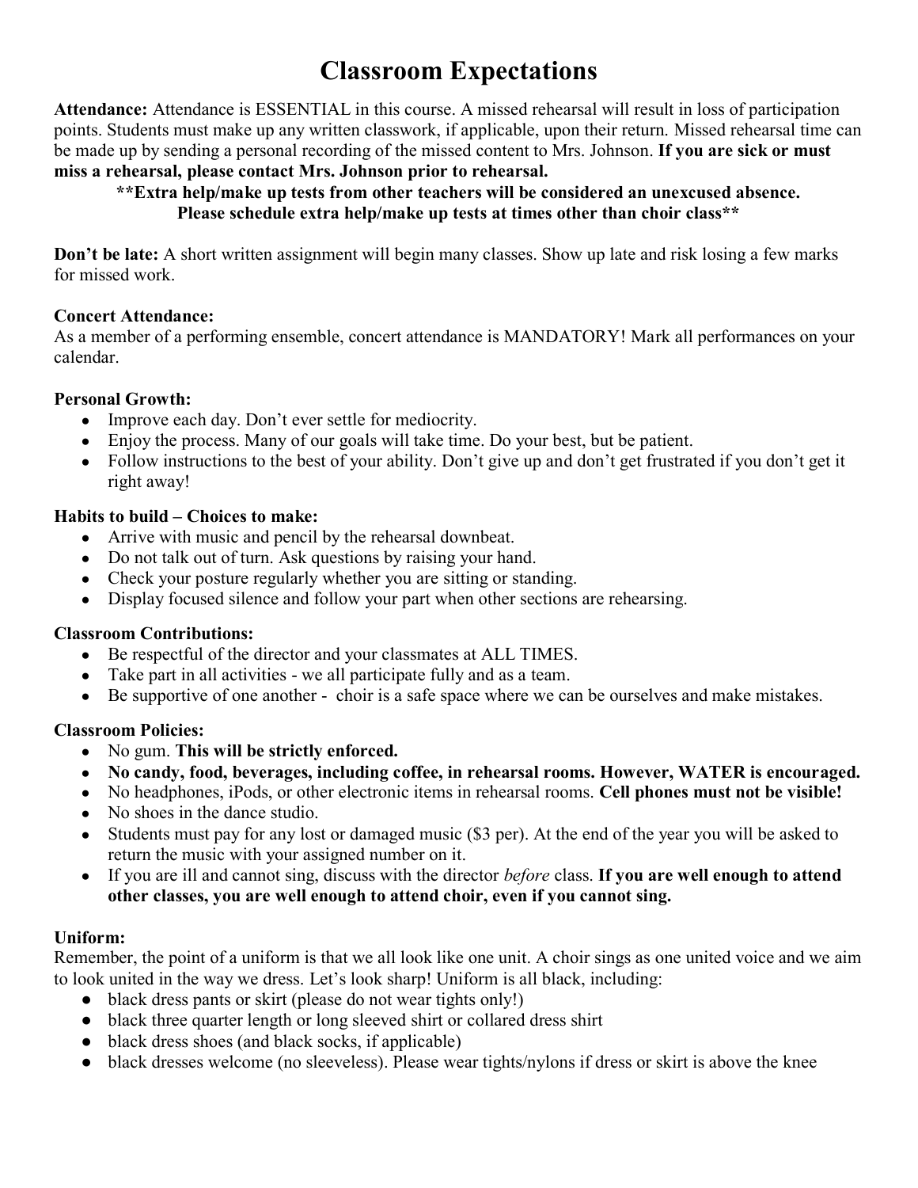# Classroom Expectations

**Attendance:** Attendance is ESSENTIAL in this course. A missed rehearsal will result in loss of participation points. Students must make up any written classwork, if applicable, upon their return. Missed rehearsal time can be made up by sending a personal recording of the missed content to Mrs. Johnson. **If you are sick or must miss a rehearsal, please contact Mrs. Johnson prior to rehearsal.**

**\*\*Extra help/make up tests from other teachers will be considered an unexcused absence. Please schedule extra help/make up tests at times other than choir class\*\***

**Don't be late:** A short written assignment will begin many classes. Show up late and risk losing a few marks for missed work.

**Concert Attendance:**
As a member of a performing ensemble, concert attendance is MANDATORY! Mark all performances on your calendar.

**Personal Growth:**

- Improve each day. Don't ever settle for mediocrity.
- Enjoy the process. Many of our goals will take time. Do your best, but be patient.
- Follow instructions to the best of your ability. Don't give up and don't get frustrated if you don't get it right away!

**Habits to build – Choices to make:**

- Arrive with music and pencil by the rehearsal downbeat.
- Do not talk out of turn. Ask questions by raising your hand.
- Check your posture regularly whether you are sitting or standing.
- Display focused silence and follow your part when other sections are rehearsing.

**Classroom Contributions:**

- Be respectful of the director and your classmates at ALL TIMES.
- Take part in all activities - we all participate fully and as a team.
- Be supportive of one another - choir is a safe space where we can be ourselves and make mistakes.

**Classroom Policies:**

- No gum. **This will be strictly enforced.**
- **No candy, food, beverages, including coffee, in rehearsal rooms. However, WATER is encouraged.**
- No headphones, iPods, or other electronic items in rehearsal rooms. **Cell phones must not be visible!**
- No shoes in the dance studio.
- Students must pay for any lost or damaged music ($3 per). At the end of the year you will be asked to return the music with your assigned number on it.
- If you are ill and cannot sing, discuss with the director *before* class. **If you are well enough to attend other classes, you are well enough to attend choir, even if you cannot sing.**

**Uniform:**
Remember, the point of a uniform is that we all look like one unit. A choir sings as one united voice and we aim to look united in the way we dress. Let's look sharp! Uniform is all black, including:

- black dress pants or skirt (please do not wear tights only!)
- black three quarter length or long sleeved shirt or collared dress shirt
- black dress shoes (and black socks, if applicable)
- black dresses welcome (no sleeveless). Please wear tights/nylons if dress or skirt is above the knee